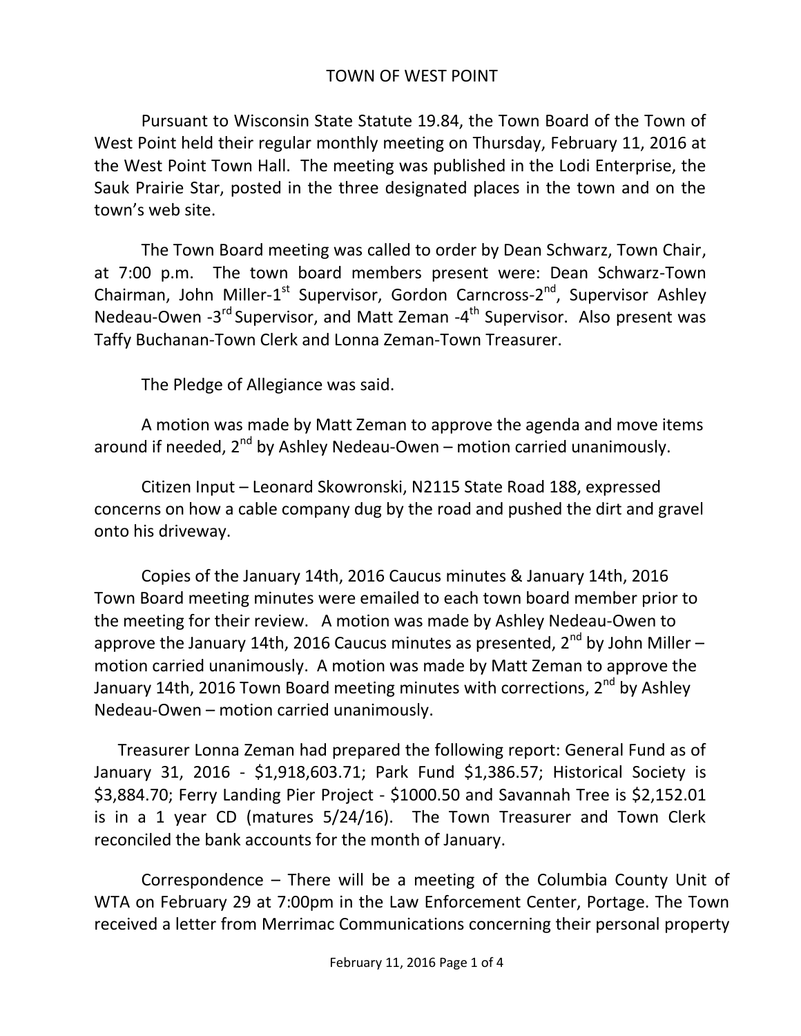# TOWN OF WEST POINT

Pursuant to Wisconsin State Statute 19.84, the Town Board of the Town of West Point held their regular monthly meeting on Thursday, February 11, 2016 at the West Point Town Hall. The meeting was published in the Lodi Enterprise, the Sauk Prairie Star, posted in the three designated places in the town and on the town's web site.

The Town Board meeting was called to order by Dean Schwarz, Town Chair, at 7:00 p.m. The town board members present were: Dean Schwarz-Town Chairman, John Miller-1st Supervisor, Gordon Carncross-2nd, Supervisor Ashley Nedeau-Owen -3rd Supervisor, and Matt Zeman -4th Supervisor. Also present was Taffy Buchanan-Town Clerk and Lonna Zeman-Town Treasurer.

The Pledge of Allegiance was said.

A motion was made by Matt Zeman to approve the agenda and move items around if needed, 2nd by Ashley Nedeau-Owen – motion carried unanimously.

Citizen Input – Leonard Skowronski, N2115 State Road 188, expressed concerns on how a cable company dug by the road and pushed the dirt and gravel onto his driveway.

Copies of the January 14th, 2016 Caucus minutes & January 14th, 2016 Town Board meeting minutes were emailed to each town board member prior to the meeting for their review. A motion was made by Ashley Nedeau-Owen to approve the January 14th, 2016 Caucus minutes as presented, 2nd by John Miller – motion carried unanimously. A motion was made by Matt Zeman to approve the January 14th, 2016 Town Board meeting minutes with corrections, 2nd by Ashley Nedeau-Owen – motion carried unanimously.

Treasurer Lonna Zeman had prepared the following report: General Fund as of January 31, 2016 - $1,918,603.71; Park Fund $1,386.57; Historical Society is $3,884.70; Ferry Landing Pier Project - $1000.50 and Savannah Tree is $2,152.01 is in a 1 year CD (matures 5/24/16). The Town Treasurer and Town Clerk reconciled the bank accounts for the month of January.

Correspondence – There will be a meeting of the Columbia County Unit of WTA on February 29 at 7:00pm in the Law Enforcement Center, Portage. The Town received a letter from Merrimac Communications concerning their personal property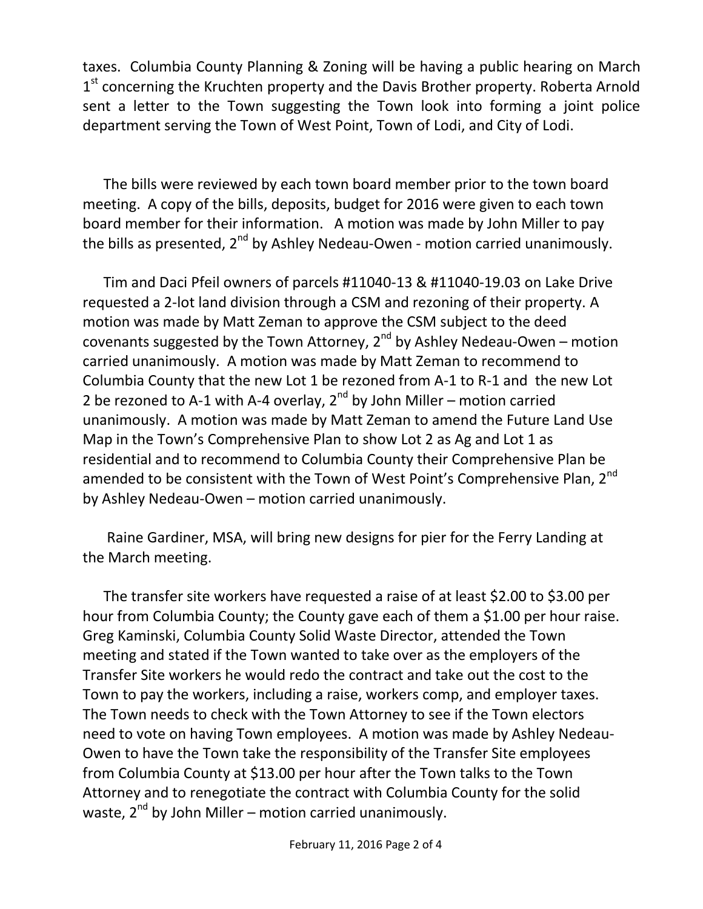taxes. Columbia County Planning & Zoning will be having a public hearing on March 1st concerning the Kruchten property and the Davis Brother property. Roberta Arnold sent a letter to the Town suggesting the Town look into forming a joint police department serving the Town of West Point, Town of Lodi, and City of Lodi.

The bills were reviewed by each town board member prior to the town board meeting. A copy of the bills, deposits, budget for 2016 were given to each town board member for their information. A motion was made by John Miller to pay the bills as presented, 2nd by Ashley Nedeau-Owen - motion carried unanimously.

Tim and Daci Pfeil owners of parcels #11040-13 & #11040-19.03 on Lake Drive requested a 2-lot land division through a CSM and rezoning of their property. A motion was made by Matt Zeman to approve the CSM subject to the deed covenants suggested by the Town Attorney, 2nd by Ashley Nedeau-Owen – motion carried unanimously. A motion was made by Matt Zeman to recommend to Columbia County that the new Lot 1 be rezoned from A-1 to R-1 and the new Lot 2 be rezoned to A-1 with A-4 overlay, 2nd by John Miller – motion carried unanimously. A motion was made by Matt Zeman to amend the Future Land Use Map in the Town's Comprehensive Plan to show Lot 2 as Ag and Lot 1 as residential and to recommend to Columbia County their Comprehensive Plan be amended to be consistent with the Town of West Point's Comprehensive Plan, 2nd by Ashley Nedeau-Owen – motion carried unanimously.

Raine Gardiner, MSA, will bring new designs for pier for the Ferry Landing at the March meeting.

The transfer site workers have requested a raise of at least $2.00 to $3.00 per hour from Columbia County; the County gave each of them a $1.00 per hour raise. Greg Kaminski, Columbia County Solid Waste Director, attended the Town meeting and stated if the Town wanted to take over as the employers of the Transfer Site workers he would redo the contract and take out the cost to the Town to pay the workers, including a raise, workers comp, and employer taxes. The Town needs to check with the Town Attorney to see if the Town electors need to vote on having Town employees. A motion was made by Ashley Nedeau-Owen to have the Town take the responsibility of the Transfer Site employees from Columbia County at $13.00 per hour after the Town talks to the Town Attorney and to renegotiate the contract with Columbia County for the solid waste, 2nd by John Miller – motion carried unanimously.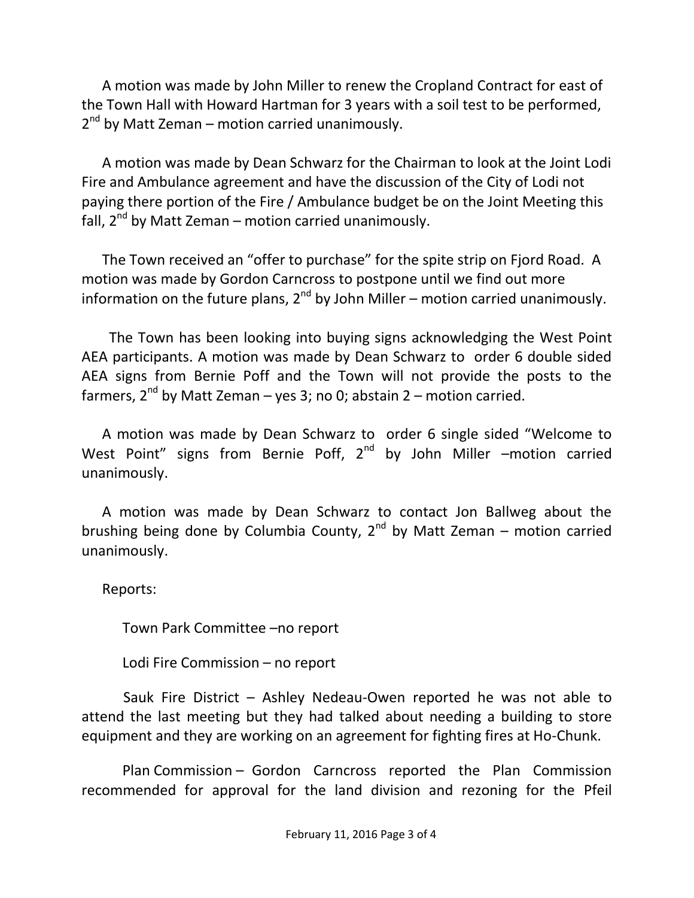A motion was made by John Miller to renew the Cropland Contract for east of the Town Hall with Howard Hartman for 3 years with a soil test to be performed, 2nd by Matt Zeman – motion carried unanimously.

A motion was made by Dean Schwarz for the Chairman to look at the Joint Lodi Fire and Ambulance agreement and have the discussion of the City of Lodi not paying there portion of the Fire / Ambulance budget be on the Joint Meeting this fall, 2nd by Matt Zeman – motion carried unanimously.

The Town received an "offer to purchase" for the spite strip on Fjord Road. A motion was made by Gordon Carncross to postpone until we find out more information on the future plans, 2nd by John Miller – motion carried unanimously.

The Town has been looking into buying signs acknowledging the West Point AEA participants. A motion was made by Dean Schwarz to order 6 double sided AEA signs from Bernie Poff and the Town will not provide the posts to the farmers, 2nd by Matt Zeman – yes 3; no 0; abstain 2 – motion carried.

A motion was made by Dean Schwarz to order 6 single sided "Welcome to West Point" signs from Bernie Poff, 2nd by John Miller –motion carried unanimously.

A motion was made by Dean Schwarz to contact Jon Ballweg about the brushing being done by Columbia County, 2nd by Matt Zeman – motion carried unanimously.

Reports:

Town Park Committee –no report

Lodi Fire Commission – no report

Sauk Fire District – Ashley Nedeau-Owen reported he was not able to attend the last meeting but they had talked about needing a building to store equipment and they are working on an agreement for fighting fires at Ho-Chunk.

Plan Commission – Gordon Carncross reported the Plan Commission recommended for approval for the land division and rezoning for the Pfeil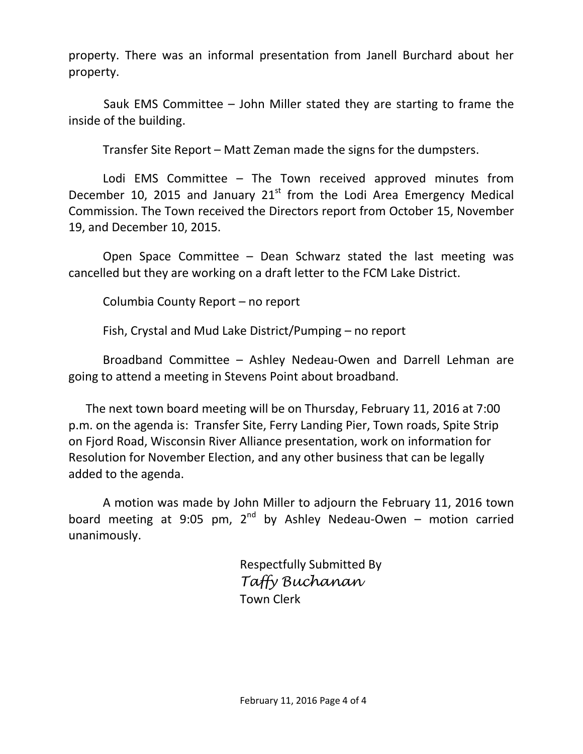property. There was an informal presentation from Janell Burchard about her property.

Sauk EMS Committee – John Miller stated they are starting to frame the inside of the building.

Transfer Site Report – Matt Zeman made the signs for the dumpsters.

Lodi EMS Committee – The Town received approved minutes from December 10, 2015 and January 21st from the Lodi Area Emergency Medical Commission. The Town received the Directors report from October 15, November 19, and December 10, 2015.

Open Space Committee – Dean Schwarz stated the last meeting was cancelled but they are working on a draft letter to the FCM Lake District.

Columbia County Report – no report

Fish, Crystal and Mud Lake District/Pumping – no report

Broadband Committee – Ashley Nedeau-Owen and Darrell Lehman are going to attend a meeting in Stevens Point about broadband.

The next town board meeting will be on Thursday, February 11, 2016 at 7:00 p.m. on the agenda is: Transfer Site, Ferry Landing Pier, Town roads, Spite Strip on Fjord Road, Wisconsin River Alliance presentation, work on information for Resolution for November Election, and any other business that can be legally added to the agenda.

A motion was made by John Miller to adjourn the February 11, 2016 town board meeting at 9:05 pm, 2nd by Ashley Nedeau-Owen – motion carried unanimously.

Respectfully Submitted By
*Taffy Buchanan*
Town Clerk